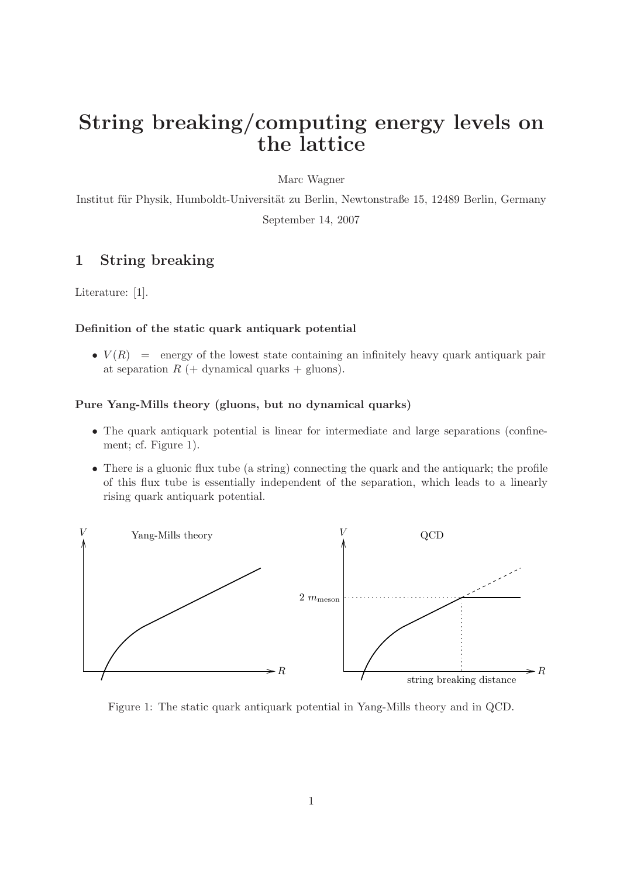# String breaking/computing energy levels on the lattice

Marc Wagner

Institut für Physik, Humboldt-Universität zu Berlin, Newtonstraße 15, 12489 Berlin, Germany

September 14, 2007

## 1 String breaking

Literature: [1].

#### Definition of the static quark antiquark potential

- $V(R) \;\; = \;\;$ energy of the lowest state containing an infinitely heavy quark antiquark pair at separation $R$ (+ dynamical quarks + gluons).

#### Pure Yang-Mills theory (gluons, but no dynamical quarks)

- The quark antiquark potential is linear for intermediate and large separations (confinement; cf. Figure 1).
- There is a gluonic flux tube (a string) connecting the quark and the antiquark; the profile of this flux tube is essentially independent of the separation, which leads to a linearly rising quark antiquark potential.

Figure 1: The static quark antiquark potential in Yang-Mills theory and in QCD.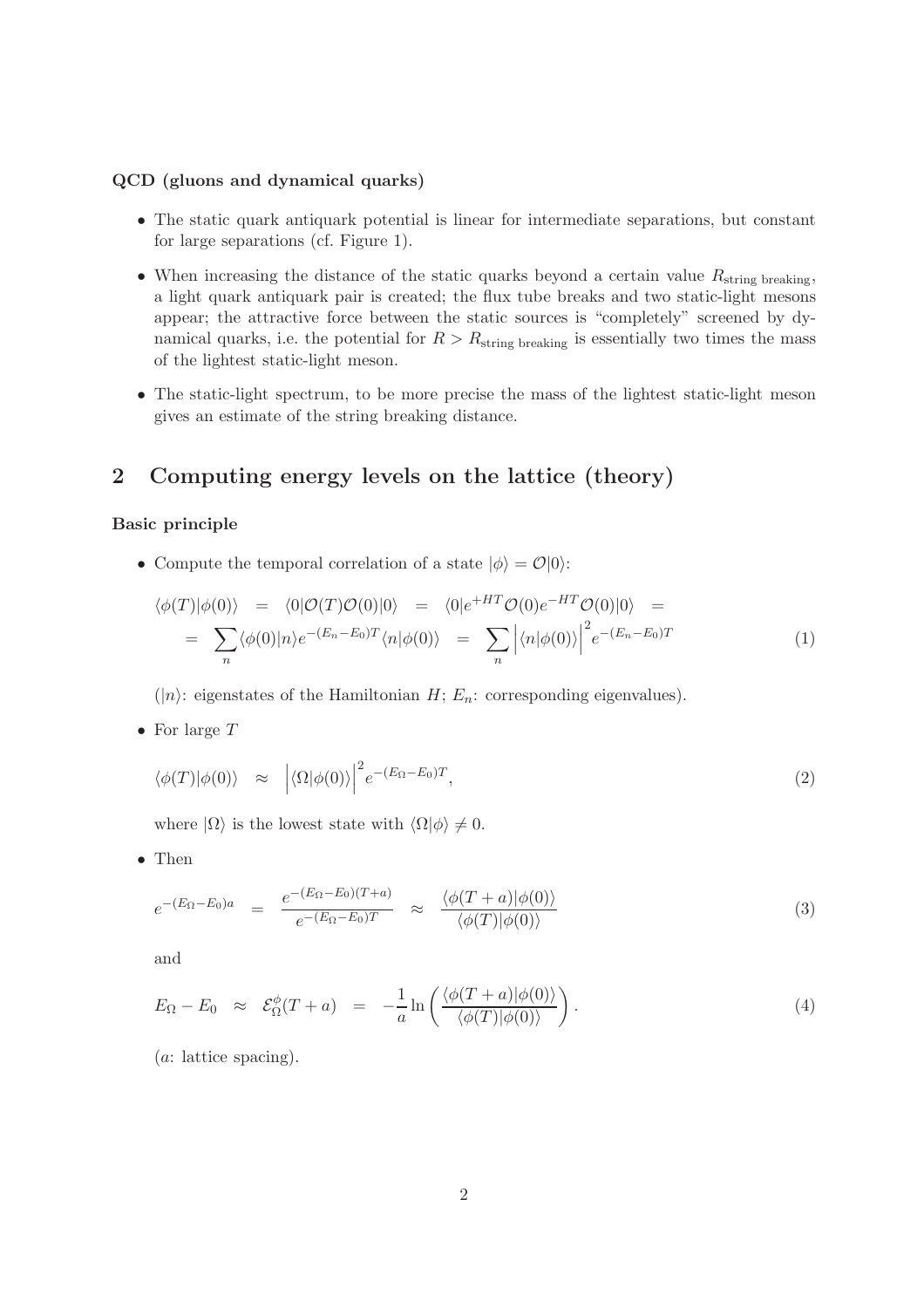**QCD (gluons and dynamical quarks)**

- The static quark antiquark potential is linear for intermediate separations, but constant for large separations (cf. Figure 1).
- When increasing the distance of the static quarks beyond a certain value $R_{\textrm{string breaking}}$, a light quark antiquark pair is created; the flux tube breaks and two static-light mesons appear; the attractive force between the static sources is "completely" screened by dynamical quarks, i.e. the potential for $R > R_{\textrm{string breaking}}$ is essentially two times the mass of the lightest static-light meson.
- The static-light spectrum, to be more precise the mass of the lightest static-light meson gives an estimate of the string breaking distance.

## 2 Computing energy levels on the lattice (theory)

**Basic principle**

- Compute the temporal correlation of a state $|\phi\rangle = \mathcal{O}|0\rangle$:

$$\begin{aligned}\langle\phi(T)|\phi(0)\rangle \; &= \; \langle 0|\mathcal{O}(T)\mathcal{O}(0)|0\rangle \; = \; \langle 0|e^{+HT}\mathcal{O}(0)e^{-HT}\mathcal{O}(0)|0\rangle \; = \\ &= \; \sum_n \langle\phi(0)|n\rangle e^{-(E_n - E_0)T}\langle n|\phi(0)\rangle \; = \; \sum_n \Big|\langle n|\phi(0)\rangle\Big|^2 e^{-(E_n - E_0)T} \end{aligned} \tag{1}$$

  ($|n\rangle$: eigenstates of the Hamiltonian $H$; $E_n$: corresponding eigenvalues).

- For large $T$

$$\langle\phi(T)|\phi(0)\rangle \; \approx \; \Big|\langle\Omega|\phi(0)\rangle\Big|^2 e^{-(E_\Omega - E_0)T}, \tag{2}$$

  where $|\Omega\rangle$ is the lowest state with $\langle\Omega|\phi\rangle \neq 0$.

- Then

$$e^{-(E_\Omega - E_0)a} \; = \; \frac{e^{-(E_\Omega - E_0)(T+a)}}{e^{-(E_\Omega - E_0)T}} \; \approx \; \frac{\langle\phi(T+a)|\phi(0)\rangle}{\langle\phi(T)|\phi(0)\rangle} \tag{3}$$

  and

$$E_\Omega - E_0 \; \approx \; \mathcal{E}^\phi_\Omega(T+a) \; = \; -\frac{1}{a}\ln\left(\frac{\langle\phi(T+a)|\phi(0)\rangle}{\langle\phi(T)|\phi(0)\rangle}\right). \tag{4}$$

  ($a$: lattice spacing).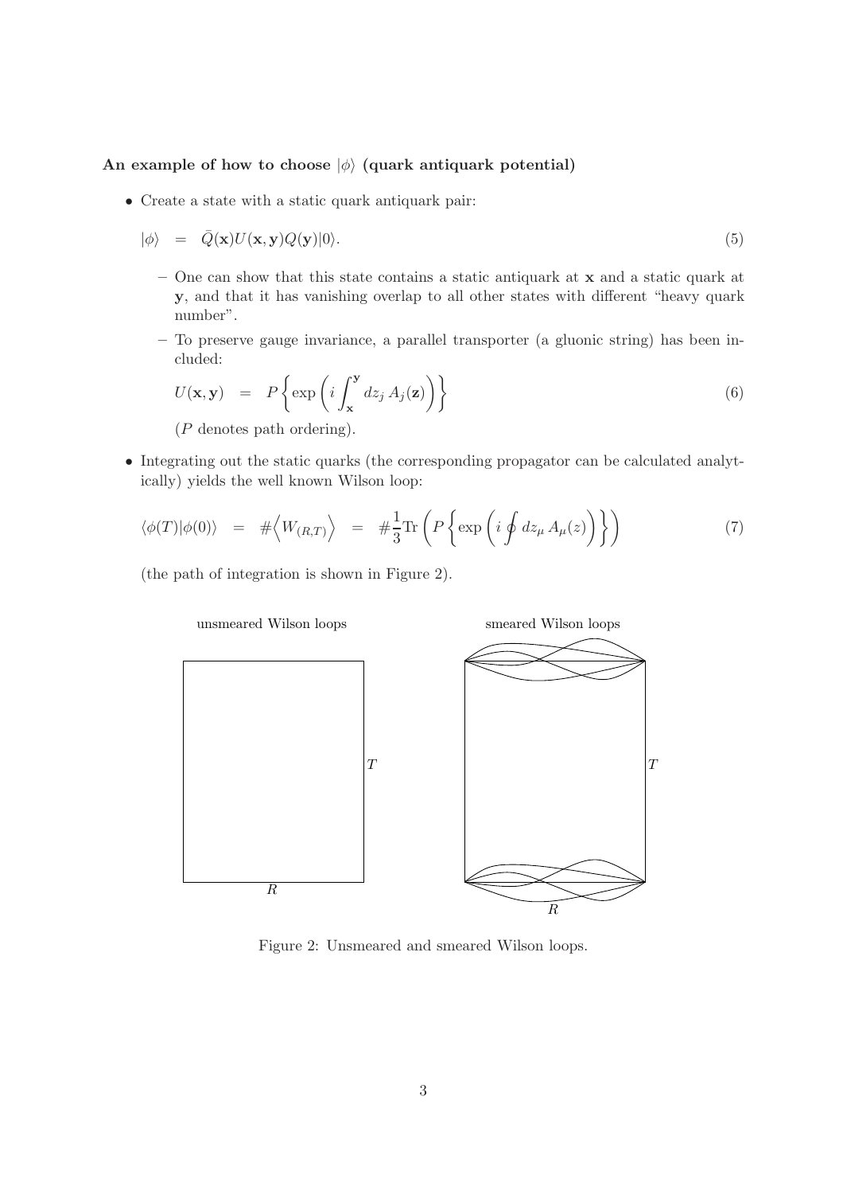**An example of how to choose $|\phi\rangle$ (quark antiquark potential)**

- Create a state with a static quark antiquark pair:

$$|\phi\rangle \quad = \quad \bar{Q}(\mathbf{x})U(\mathbf{x},\mathbf{y})Q(\mathbf{y})|0\rangle. \tag{5}$$

  - One can show that this state contains a static antiquark at $\mathbf{x}$ and a static quark at $\mathbf{y}$, and that it has vanishing overlap to all other states with different "heavy quark number".
  - To preserve gauge invariance, a parallel transporter (a gluonic string) has been included:

$$U(\mathbf{x},\mathbf{y}) \quad = \quad P\left\{\exp\left(i\int_{\mathbf{x}}^{\mathbf{y}} dz_j\, A_j(\mathbf{z})\right)\right\} \tag{6}$$

    ($P$ denotes path ordering).

- Integrating out the static quarks (the corresponding propagator can be calculated analytically) yields the well known Wilson loop:

$$\langle\phi(T)|\phi(0)\rangle \quad = \quad \#\Big\langle W_{(R,T)}\Big\rangle \quad = \quad \#\frac{1}{3}\mathrm{Tr}\left(P\left\{\exp\left(i\oint dz_\mu\, A_\mu(z)\right)\right\}\right) \tag{7}$$

  (the path of integration is shown in Figure 2).

Figure 2: Unsmeared and smeared Wilson loops.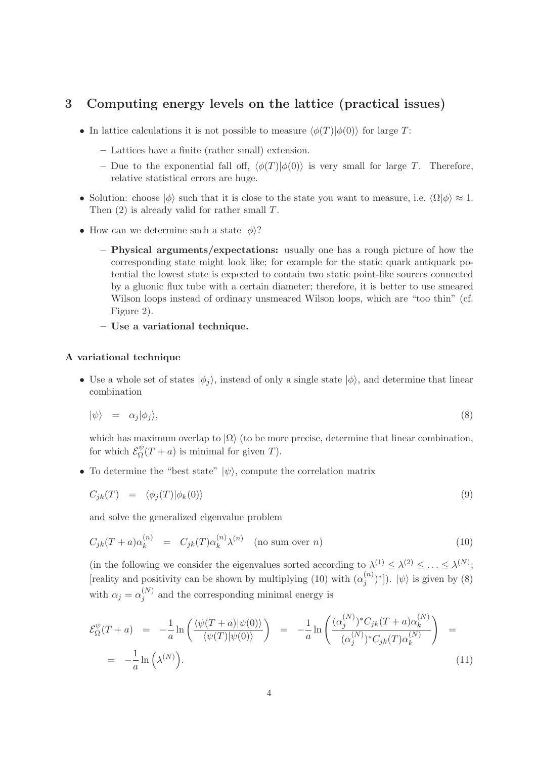## 3 Computing energy levels on the lattice (practical issues)

- In lattice calculations it is not possible to measure $\langle\phi(T)|\phi(0)\rangle$ for large $T$:
  - Lattices have a finite (rather small) extension.
  - Due to the exponential fall off, $\langle\phi(T)|\phi(0)\rangle$ is very small for large $T$. Therefore, relative statistical errors are huge.
- Solution: choose $|\phi\rangle$ such that it is close to the state you want to measure, i.e. $\langle\Omega|\phi\rangle \approx 1$. Then (2) is already valid for rather small $T$.
- How can we determine such a state $|\phi\rangle$?
  - **Physical arguments/expectations:** usually one has a rough picture of how the corresponding state might look like; for example for the static quark antiquark potential the lowest state is expected to contain two static point-like sources connected by a gluonic flux tube with a certain diameter; therefore, it is better to use smeared Wilson loops instead of ordinary unsmeared Wilson loops, which are "too thin" (cf. Figure 2).
  - **Use a variational technique.**

### A variational technique

- Use a whole set of states $|\phi_j\rangle$, instead of only a single state $|\phi\rangle$, and determine that linear combination

$$|\psi\rangle = \alpha_j|\phi_j\rangle, \tag{8}$$

which has maximum overlap to $|\Omega\rangle$ (to be more precise, determine that linear combination, for which $\mathcal{E}^{\psi}_{\Omega}(T+a)$ is minimal for given $T$).

- To determine the "best state" $|\psi\rangle$, compute the correlation matrix

$$C_{jk}(T) = \langle\phi_j(T)|\phi_k(0)\rangle \tag{9}$$

and solve the generalized eigenvalue problem

$$C_{jk}(T+a)\alpha^{(n)}_k = C_{jk}(T)\alpha^{(n)}_k \lambda^{(n)} \quad \text{(no sum over } n\text{)} \tag{10}$$

(in the following we consider the eigenvalues sorted according to $\lambda^{(1)} \leq \lambda^{(2)} \leq \ldots \leq \lambda^{(N)}$; [reality and positivity can be shown by multiplying (10) with $(\alpha^{(n)}_j)^*$]). $|\psi\rangle$ is given by (8) with $\alpha_j = \alpha^{(N)}_j$ and the corresponding minimal energy is

$$\mathcal{E}^{\psi}_{\Omega}(T+a) = -\frac{1}{a}\ln\left(\frac{\langle\psi(T+a)|\psi(0)\rangle}{\langle\psi(T)|\psi(0)\rangle}\right) = -\frac{1}{a}\ln\left(\frac{(\alpha^{(N)}_j)^* C_{jk}(T+a)\alpha^{(N)}_k}{(\alpha^{(N)}_j)^* C_{jk}(T)\alpha^{(N)}_k}\right) = $$
$$= -\frac{1}{a}\ln\left(\lambda^{(N)}\right). \tag{11}$$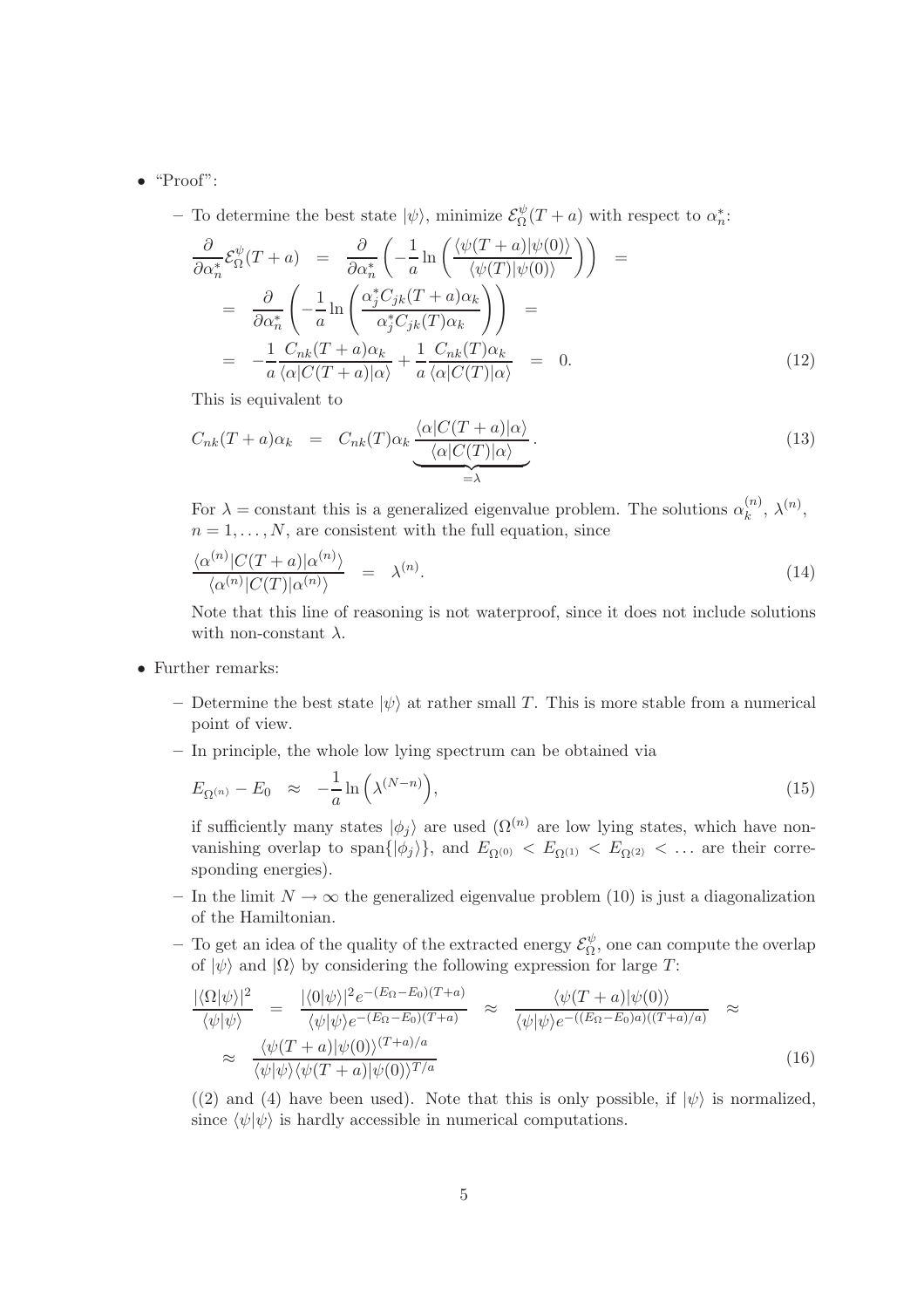- "Proof":

  - To determine the best state $|\psi\rangle$, minimize $\mathcal{E}_\Omega^\psi(T+a)$ with respect to $\alpha_n^*$:

$$
\begin{aligned}
\frac{\partial}{\partial \alpha_n^*} \mathcal{E}_\Omega^\psi(T+a) &= \frac{\partial}{\partial \alpha_n^*} \left( -\frac{1}{a} \ln \left( \frac{\langle \psi(T+a)|\psi(0)\rangle}{\langle \psi(T)|\psi(0)\rangle} \right) \right) = \\
&= \frac{\partial}{\partial \alpha_n^*} \left( -\frac{1}{a} \ln \left( \frac{\alpha_j^* C_{jk}(T+a) \alpha_k}{\alpha_j^* C_{jk}(T) \alpha_k} \right) \right) = \\
&= -\frac{1}{a} \frac{C_{nk}(T+a)\alpha_k}{\langle \alpha | C(T+a) | \alpha \rangle} + \frac{1}{a} \frac{C_{nk}(T)\alpha_k}{\langle \alpha | C(T) | \alpha \rangle} = 0. \qquad (12)
\end{aligned}
$$

  This is equivalent to

$$
C_{nk}(T+a)\alpha_k = C_{nk}(T)\alpha_k \underbrace{\frac{\langle \alpha | C(T+a) | \alpha \rangle}{\langle \alpha | C(T) | \alpha \rangle}}_{=\lambda}. \qquad (13)
$$

  For $\lambda =$ constant this is a generalized eigenvalue problem. The solutions $\alpha_k^{(n)}$, $\lambda^{(n)}$, $n = 1, \ldots, N$, are consistent with the full equation, since

$$
\frac{\langle \alpha^{(n)} | C(T+a) | \alpha^{(n)} \rangle}{\langle \alpha^{(n)} | C(T) | \alpha^{(n)} \rangle} = \lambda^{(n)}. \qquad (14)
$$

  Note that this line of reasoning is not waterproof, since it does not include solutions with non-constant $\lambda$.

- Further remarks:

  - Determine the best state $|\psi\rangle$ at rather small $T$. This is more stable from a numerical point of view.
  - In principle, the whole low lying spectrum can be obtained via

$$
E_{\Omega^{(n)}} - E_0 \approx -\frac{1}{a} \ln \left( \lambda^{(N-n)} \right), \qquad (15)
$$

    if sufficiently many states $|\phi_j\rangle$ are used ($\Omega^{(n)}$ are low lying states, which have non-vanishing overlap to $\mathrm{span}\{|\phi_j\rangle\}$, and $E_{\Omega^{(0)}} < E_{\Omega^{(1)}} < E_{\Omega^{(2)}} < \ldots$ are their corresponding energies).
  - In the limit $N \to \infty$ the generalized eigenvalue problem (10) is just a diagonalization of the Hamiltonian.
  - To get an idea of the quality of the extracted energy $\mathcal{E}_\Omega^\psi$, one can compute the overlap of $|\psi\rangle$ and $|\Omega\rangle$ by considering the following expression for large $T$:

$$
\begin{aligned}
\frac{|\langle \Omega | \psi \rangle|^2}{\langle \psi | \psi \rangle} &= \frac{|\langle 0 | \psi \rangle|^2 e^{-(E_\Omega - E_0)(T+a)}}{\langle \psi | \psi \rangle e^{-(E_\Omega - E_0)(T+a)}} \approx \frac{\langle \psi(T+a) | \psi(0) \rangle}{\langle \psi | \psi \rangle e^{-((E_\Omega - E_0)a)((T+a)/a)}} \approx \\
&\approx \frac{\langle \psi(T+a) | \psi(0) \rangle^{(T+a)/a}}{\langle \psi | \psi \rangle \langle \psi(T+a) | \psi(0) \rangle^{T/a}} \qquad (16)
\end{aligned}
$$

    ((2) and (4) have been used). Note that this is only possible, if $|\psi\rangle$ is normalized, since $\langle \psi | \psi \rangle$ is hardly accessible in numerical computations.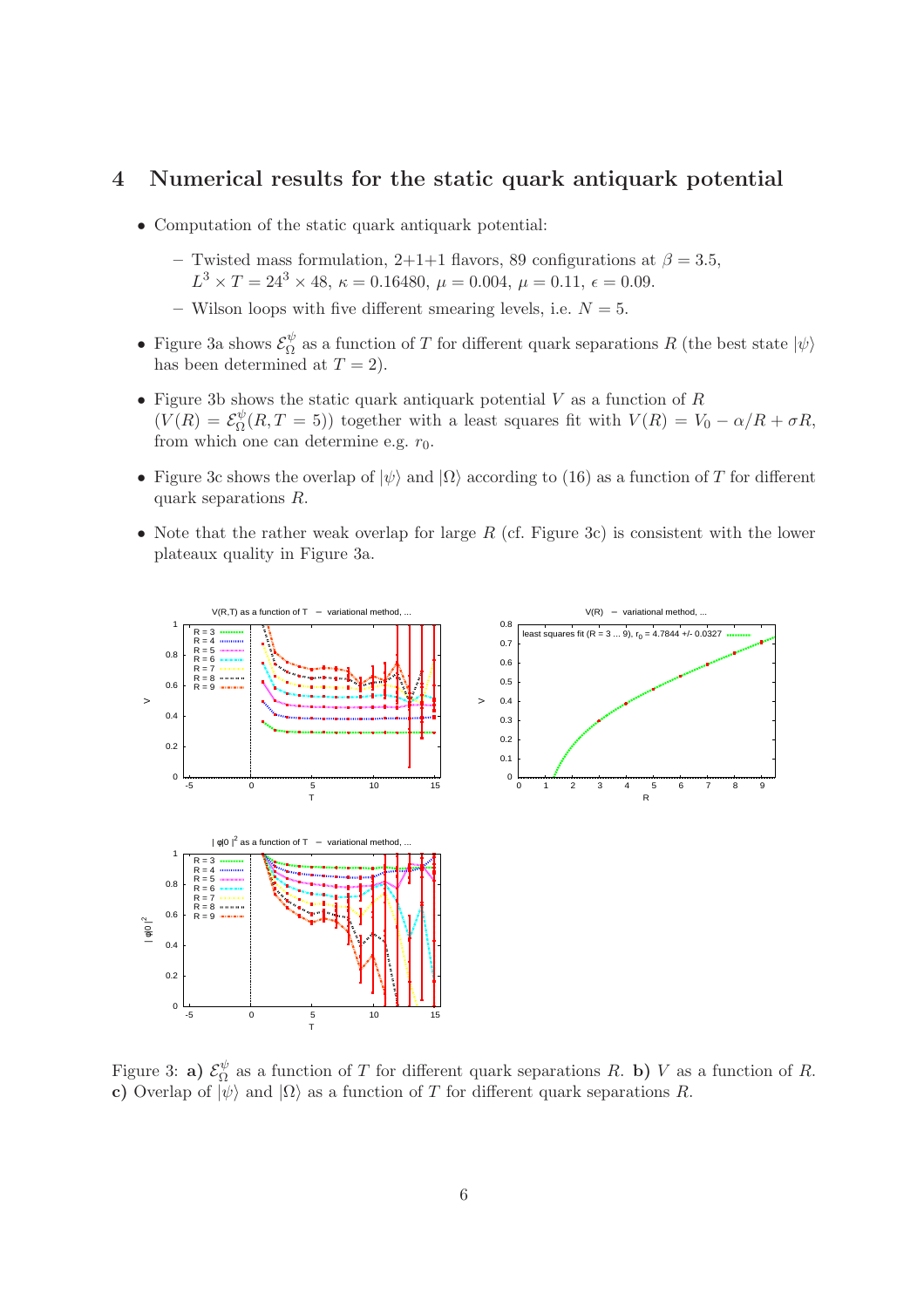## 4 Numerical results for the static quark antiquark potential

- Computation of the static quark antiquark potential:
  - Twisted mass formulation, 2+1+1 flavors, 89 configurations at $\beta = 3.5$, $L^3 \times T = 24^3 \times 48$, $\kappa = 0.16480$, $\mu = 0.004$, $\mu = 0.11$, $\epsilon = 0.09$.
  - Wilson loops with five different smearing levels, i.e. $N = 5$.
- Figure 3a shows $\mathcal{E}_\Omega^\psi$ as a function of $T$ for different quark separations $R$ (the best state $|\psi\rangle$ has been determined at $T = 2$).
- Figure 3b shows the static quark antiquark potential $V$ as a function of $R$ ($V(R) = \mathcal{E}_\Omega^\psi(R, T = 5)$) together with a least squares fit with $V(R) = V_0 - \alpha/R + \sigma R$, from which one can determine e.g. $r_0$.
- Figure 3c shows the overlap of $|\psi\rangle$ and $|\Omega\rangle$ according to (16) as a function of $T$ for different quark separations $R$.
- Note that the rather weak overlap for large $R$ (cf. Figure 3c) is consistent with the lower plateaux quality in Figure 3a.

Figure 3: **a)** $\mathcal{E}_\Omega^\psi$ as a function of $T$ for different quark separations $R$. **b)** $V$ as a function of $R$. **c)** Overlap of $|\psi\rangle$ and $|\Omega\rangle$ as a function of $T$ for different quark separations $R$.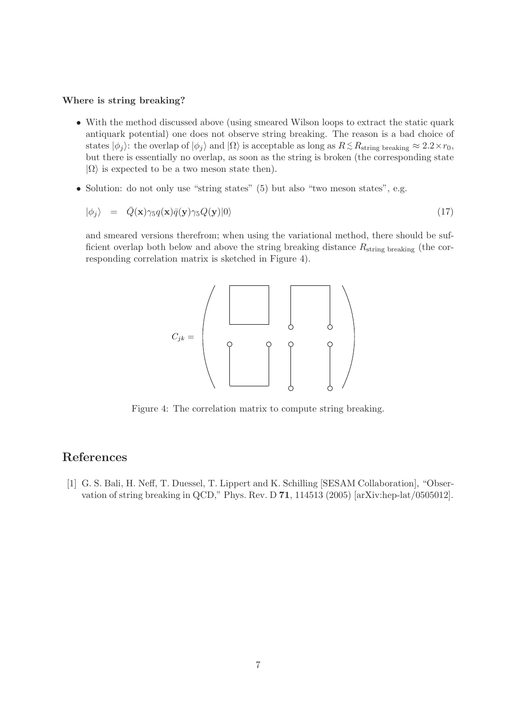**Where is string breaking?**

- With the method discussed above (using smeared Wilson loops to extract the static quark antiquark potential) one does not observe string breaking. The reason is a bad choice of states $|\phi_j\rangle$: the overlap of $|\phi_j\rangle$ and $|\Omega\rangle$ is acceptable as long as $R \lesssim R_{\text{string breaking}} \approx 2.2 \times r_0$, but there is essentially no overlap, as soon as the string is broken (the corresponding state $|\Omega\rangle$ is expected to be a two meson state then).

- Solution: do not only use "string states" (5) but also "two meson states", e.g.

$$|\phi_j\rangle \quad = \quad \bar{Q}(\mathbf{x})\gamma_5 q(\mathbf{x})\bar{q}(\mathbf{y})\gamma_5 Q(\mathbf{y})|0\rangle \tag{17}$$

  and smeared versions therefrom; when using the variational method, there should be sufficient overlap both below and above the string breaking distance $R_{\text{string breaking}}$ (the corresponding correlation matrix is sketched in Figure 4).

$C_{jk} =$

Figure 4: The correlation matrix to compute string breaking.

# References

[1] G. S. Bali, H. Neff, T. Duessel, T. Lippert and K. Schilling [SESAM Collaboration], "Observation of string breaking in QCD," Phys. Rev. D **71**, 114513 (2005) [arXiv:hep-lat/0505012].